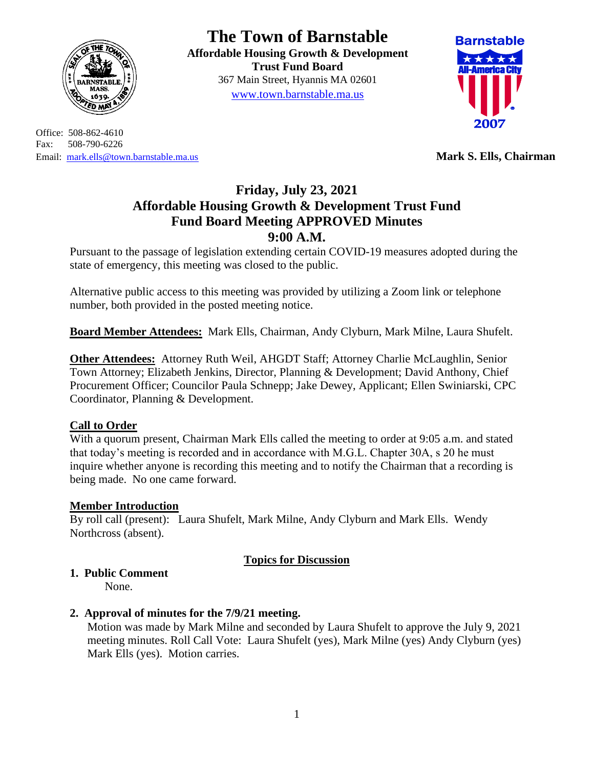# The Town of Barnstable

**Affordable Housing Growth & Development Trust Fund Board**
367 Main Street, Hyannis MA 02601
www.town.barnstable.ma.us

Office: 508-862-4610
Fax: 508-790-6226
Email: mark.ells@town.barnstable.ma.us

**Mark S. Ells, Chairman**

## Friday, July 23, 2021
## Affordable Housing Growth & Development Trust Fund
## Fund Board Meeting APPROVED Minutes
## 9:00 A.M.

Pursuant to the passage of legislation extending certain COVID-19 measures adopted during the state of emergency, this meeting was closed to the public.

Alternative public access to this meeting was provided by utilizing a Zoom link or telephone number, both provided in the posted meeting notice.

**Board Member Attendees:** Mark Ells, Chairman, Andy Clyburn, Mark Milne, Laura Shufelt.

**Other Attendees:** Attorney Ruth Weil, AHGDT Staff; Attorney Charlie McLaughlin, Senior Town Attorney; Elizabeth Jenkins, Director, Planning & Development; David Anthony, Chief Procurement Officer; Councilor Paula Schnepp; Jake Dewey, Applicant; Ellen Swiniarski, CPC Coordinator, Planning & Development.

**Call to Order**
With a quorum present, Chairman Mark Ells called the meeting to order at 9:05 a.m. and stated that today's meeting is recorded and in accordance with M.G.L. Chapter 30A, s 20 he must inquire whether anyone is recording this meeting and to notify the Chairman that a recording is being made. No one came forward.

**Member Introduction**
By roll call (present): Laura Shufelt, Mark Milne, Andy Clyburn and Mark Ells. Wendy Northcross (absent).

**Topics for Discussion**

1. **Public Comment**
   None.

2. **Approval of minutes for the 7/9/21 meeting.**
   Motion was made by Mark Milne and seconded by Laura Shufelt to approve the July 9, 2021 meeting minutes. Roll Call Vote: Laura Shufelt (yes), Mark Milne (yes) Andy Clyburn (yes) Mark Ells (yes). Motion carries.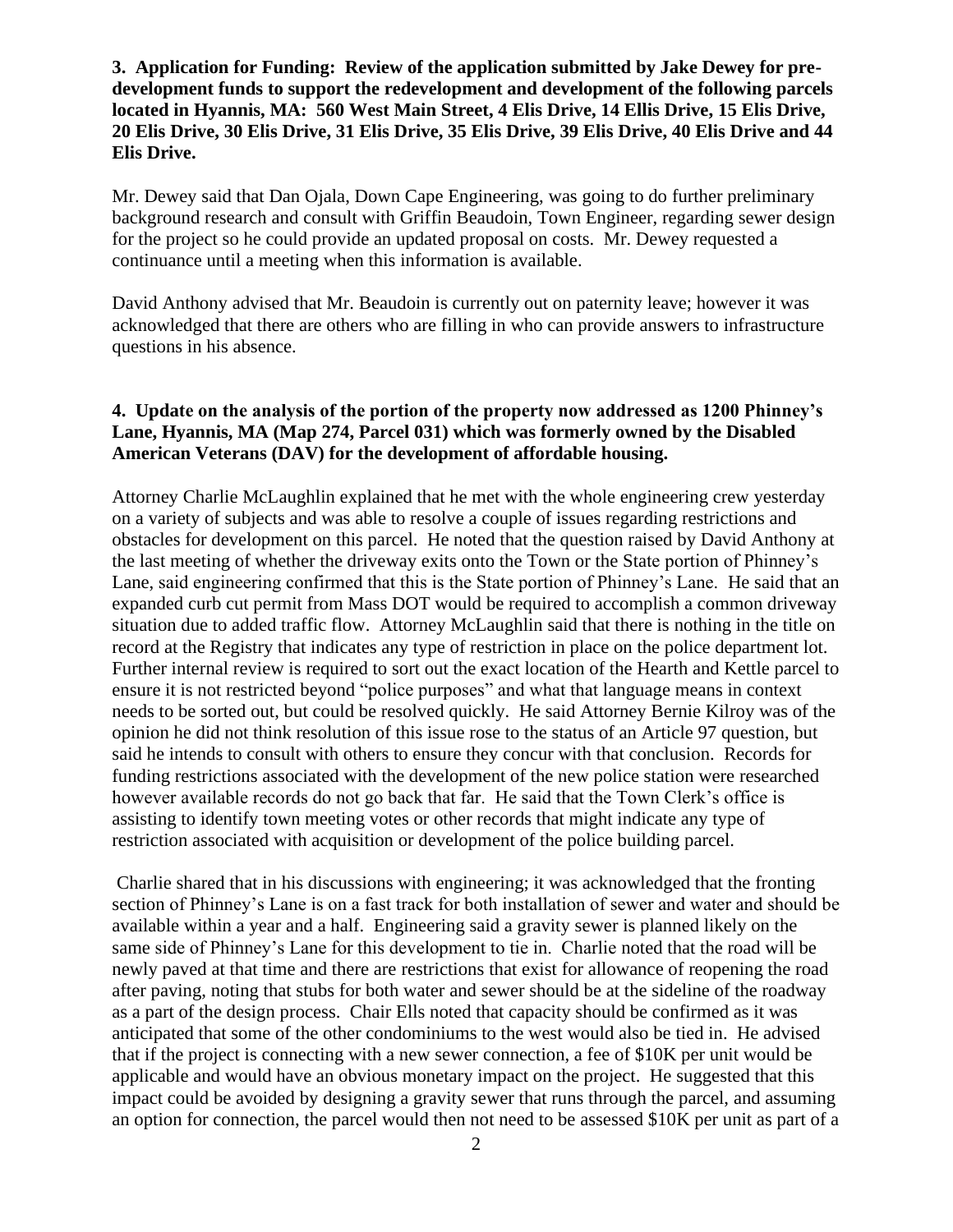**3. Application for Funding: Review of the application submitted by Jake Dewey for pre-development funds to support the redevelopment and development of the following parcels located in Hyannis, MA: 560 West Main Street, 4 Elis Drive, 14 Ellis Drive, 15 Elis Drive, 20 Elis Drive, 30 Elis Drive, 31 Elis Drive, 35 Elis Drive, 39 Elis Drive, 40 Elis Drive and 44 Elis Drive.**

Mr. Dewey said that Dan Ojala, Down Cape Engineering, was going to do further preliminary background research and consult with Griffin Beaudoin, Town Engineer, regarding sewer design for the project so he could provide an updated proposal on costs. Mr. Dewey requested a continuance until a meeting when this information is available.

David Anthony advised that Mr. Beaudoin is currently out on paternity leave; however it was acknowledged that there are others who are filling in who can provide answers to infrastructure questions in his absence.

**4. Update on the analysis of the portion of the property now addressed as 1200 Phinney's Lane, Hyannis, MA (Map 274, Parcel 031) which was formerly owned by the Disabled American Veterans (DAV) for the development of affordable housing.**

Attorney Charlie McLaughlin explained that he met with the whole engineering crew yesterday on a variety of subjects and was able to resolve a couple of issues regarding restrictions and obstacles for development on this parcel. He noted that the question raised by David Anthony at the last meeting of whether the driveway exits onto the Town or the State portion of Phinney's Lane, said engineering confirmed that this is the State portion of Phinney's Lane. He said that an expanded curb cut permit from Mass DOT would be required to accomplish a common driveway situation due to added traffic flow. Attorney McLaughlin said that there is nothing in the title on record at the Registry that indicates any type of restriction in place on the police department lot. Further internal review is required to sort out the exact location of the Hearth and Kettle parcel to ensure it is not restricted beyond "police purposes" and what that language means in context needs to be sorted out, but could be resolved quickly. He said Attorney Bernie Kilroy was of the opinion he did not think resolution of this issue rose to the status of an Article 97 question, but said he intends to consult with others to ensure they concur with that conclusion. Records for funding restrictions associated with the development of the new police station were researched however available records do not go back that far. He said that the Town Clerk's office is assisting to identify town meeting votes or other records that might indicate any type of restriction associated with acquisition or development of the police building parcel.

Charlie shared that in his discussions with engineering; it was acknowledged that the fronting section of Phinney's Lane is on a fast track for both installation of sewer and water and should be available within a year and a half. Engineering said a gravity sewer is planned likely on the same side of Phinney's Lane for this development to tie in. Charlie noted that the road will be newly paved at that time and there are restrictions that exist for allowance of reopening the road after paving, noting that stubs for both water and sewer should be at the sideline of the roadway as a part of the design process. Chair Ells noted that capacity should be confirmed as it was anticipated that some of the other condominiums to the west would also be tied in. He advised that if the project is connecting with a new sewer connection, a fee of $10K per unit would be applicable and would have an obvious monetary impact on the project. He suggested that this impact could be avoided by designing a gravity sewer that runs through the parcel, and assuming an option for connection, the parcel would then not need to be assessed $10K per unit as part of a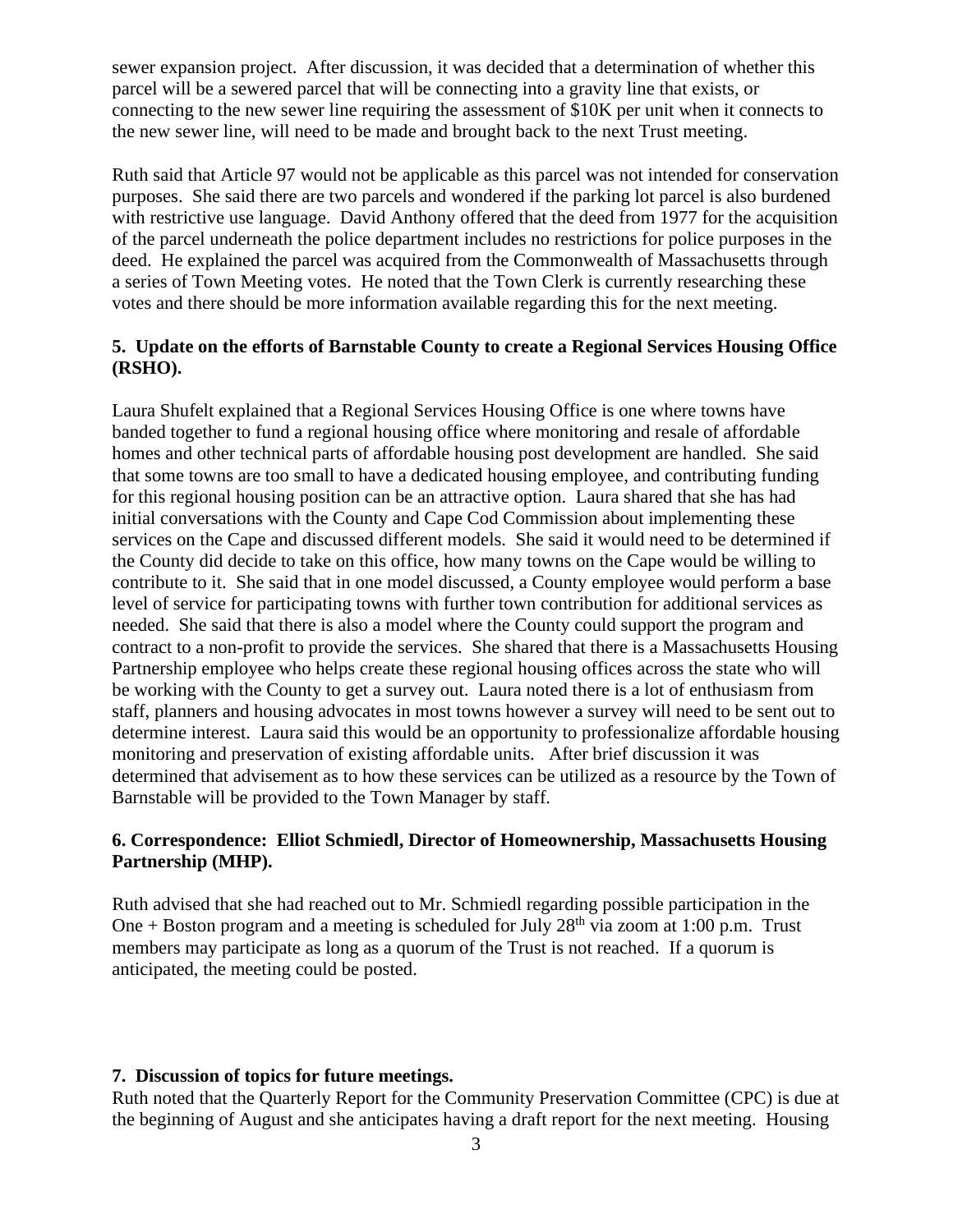sewer expansion project. After discussion, it was decided that a determination of whether this parcel will be a sewered parcel that will be connecting into a gravity line that exists, or connecting to the new sewer line requiring the assessment of $10K per unit when it connects to the new sewer line, will need to be made and brought back to the next Trust meeting.

Ruth said that Article 97 would not be applicable as this parcel was not intended for conservation purposes. She said there are two parcels and wondered if the parking lot parcel is also burdened with restrictive use language. David Anthony offered that the deed from 1977 for the acquisition of the parcel underneath the police department includes no restrictions for police purposes in the deed. He explained the parcel was acquired from the Commonwealth of Massachusetts through a series of Town Meeting votes. He noted that the Town Clerk is currently researching these votes and there should be more information available regarding this for the next meeting.

**5. Update on the efforts of Barnstable County to create a Regional Services Housing Office (RSHO).**

Laura Shufelt explained that a Regional Services Housing Office is one where towns have banded together to fund a regional housing office where monitoring and resale of affordable homes and other technical parts of affordable housing post development are handled. She said that some towns are too small to have a dedicated housing employee, and contributing funding for this regional housing position can be an attractive option. Laura shared that she has had initial conversations with the County and Cape Cod Commission about implementing these services on the Cape and discussed different models. She said it would need to be determined if the County did decide to take on this office, how many towns on the Cape would be willing to contribute to it. She said that in one model discussed, a County employee would perform a base level of service for participating towns with further town contribution for additional services as needed. She said that there is also a model where the County could support the program and contract to a non-profit to provide the services. She shared that there is a Massachusetts Housing Partnership employee who helps create these regional housing offices across the state who will be working with the County to get a survey out. Laura noted there is a lot of enthusiasm from staff, planners and housing advocates in most towns however a survey will need to be sent out to determine interest. Laura said this would be an opportunity to professionalize affordable housing monitoring and preservation of existing affordable units. After brief discussion it was determined that advisement as to how these services can be utilized as a resource by the Town of Barnstable will be provided to the Town Manager by staff.

**6. Correspondence: Elliot Schmiedl, Director of Homeownership, Massachusetts Housing Partnership (MHP).**

Ruth advised that she had reached out to Mr. Schmiedl regarding possible participation in the One + Boston program and a meeting is scheduled for July 28th via zoom at 1:00 p.m. Trust members may participate as long as a quorum of the Trust is not reached. If a quorum is anticipated, the meeting could be posted.

**7. Discussion of topics for future meetings.**

Ruth noted that the Quarterly Report for the Community Preservation Committee (CPC) is due at the beginning of August and she anticipates having a draft report for the next meeting. Housing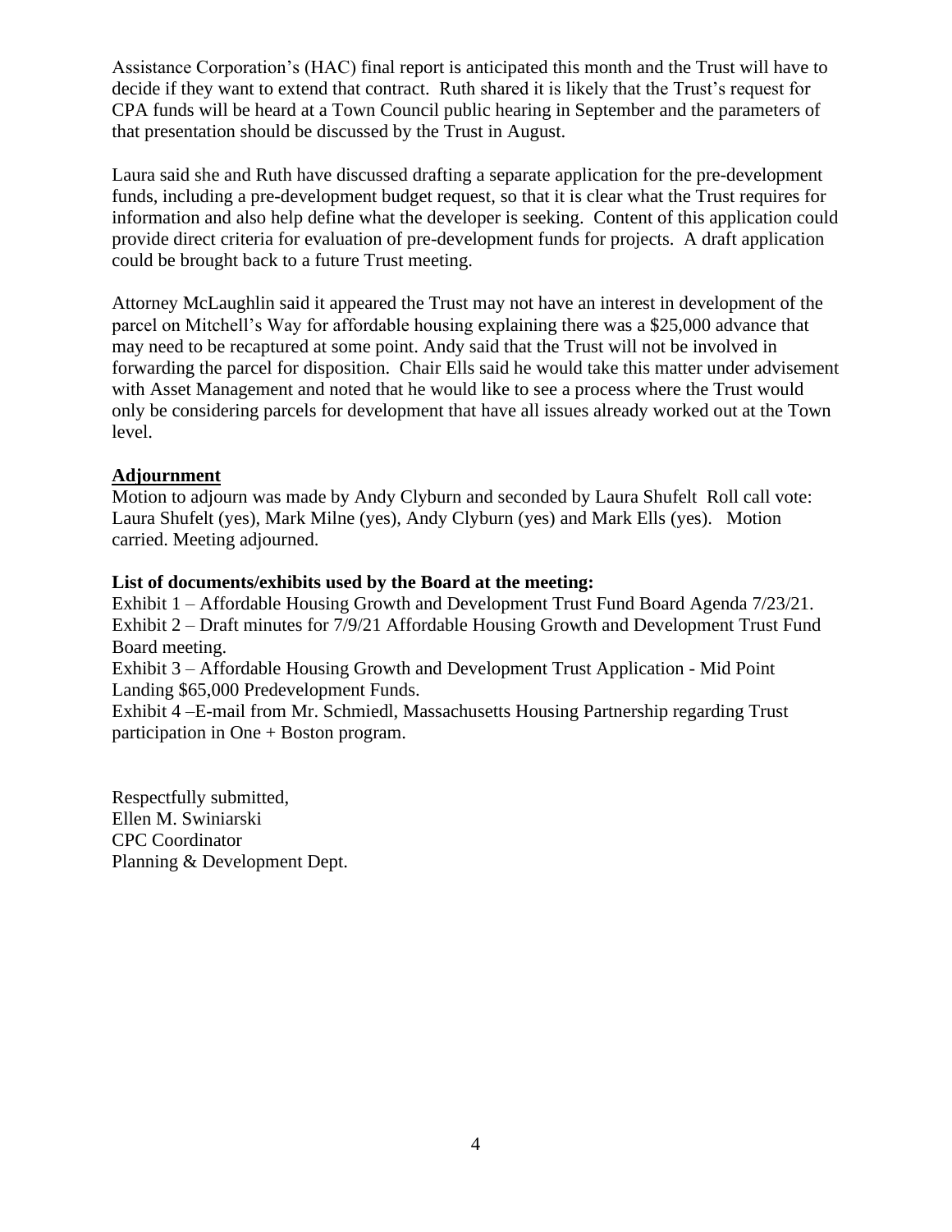Assistance Corporation's (HAC) final report is anticipated this month and the Trust will have to decide if they want to extend that contract. Ruth shared it is likely that the Trust's request for CPA funds will be heard at a Town Council public hearing in September and the parameters of that presentation should be discussed by the Trust in August.

Laura said she and Ruth have discussed drafting a separate application for the pre-development funds, including a pre-development budget request, so that it is clear what the Trust requires for information and also help define what the developer is seeking. Content of this application could provide direct criteria for evaluation of pre-development funds for projects. A draft application could be brought back to a future Trust meeting.

Attorney McLaughlin said it appeared the Trust may not have an interest in development of the parcel on Mitchell's Way for affordable housing explaining there was a $25,000 advance that may need to be recaptured at some point. Andy said that the Trust will not be involved in forwarding the parcel for disposition. Chair Ells said he would take this matter under advisement with Asset Management and noted that he would like to see a process where the Trust would only be considering parcels for development that have all issues already worked out at the Town level.

**Adjournment**

Motion to adjourn was made by Andy Clyburn and seconded by Laura Shufelt Roll call vote: Laura Shufelt (yes), Mark Milne (yes), Andy Clyburn (yes) and Mark Ells (yes). Motion carried. Meeting adjourned.

**List of documents/exhibits used by the Board at the meeting:**

Exhibit 1 – Affordable Housing Growth and Development Trust Fund Board Agenda 7/23/21.
Exhibit 2 – Draft minutes for 7/9/21 Affordable Housing Growth and Development Trust Fund Board meeting.
Exhibit 3 – Affordable Housing Growth and Development Trust Application - Mid Point Landing $65,000 Predevelopment Funds.
Exhibit 4 –E-mail from Mr. Schmiedl, Massachusetts Housing Partnership regarding Trust participation in One + Boston program.

Respectfully submitted,
Ellen M. Swiniarski
CPC Coordinator
Planning & Development Dept.